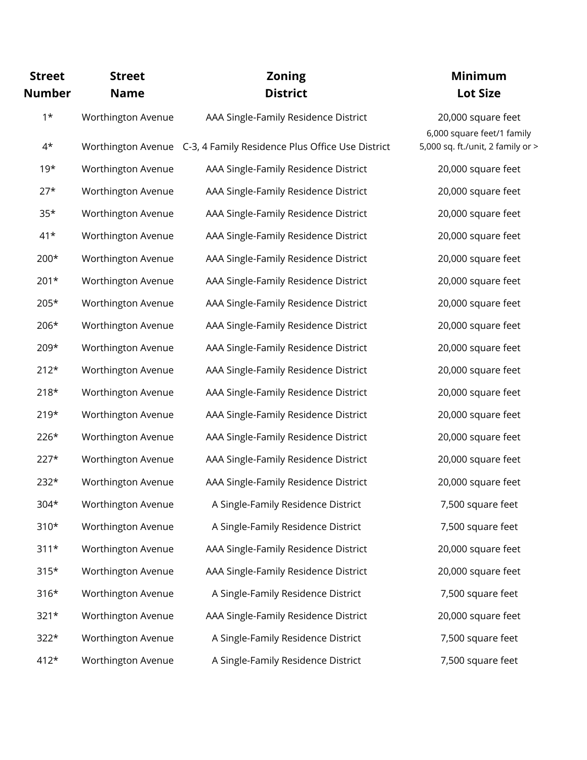| Street Number | Street Name | Zoning District | Minimum Lot Size |
|---|---|---|---|
| 1* | Worthington Avenue | AAA Single-Family Residence District | 20,000 square feet |
| 4* | Worthington Avenue | C-3, 4 Family Residence Plus Office Use District | 6,000 square feet/1 family 5,000 sq. ft./unit, 2 family or > |
| 19* | Worthington Avenue | AAA Single-Family Residence District | 20,000 square feet |
| 27* | Worthington Avenue | AAA Single-Family Residence District | 20,000 square feet |
| 35* | Worthington Avenue | AAA Single-Family Residence District | 20,000 square feet |
| 41* | Worthington Avenue | AAA Single-Family Residence District | 20,000 square feet |
| 200* | Worthington Avenue | AAA Single-Family Residence District | 20,000 square feet |
| 201* | Worthington Avenue | AAA Single-Family Residence District | 20,000 square feet |
| 205* | Worthington Avenue | AAA Single-Family Residence District | 20,000 square feet |
| 206* | Worthington Avenue | AAA Single-Family Residence District | 20,000 square feet |
| 209* | Worthington Avenue | AAA Single-Family Residence District | 20,000 square feet |
| 212* | Worthington Avenue | AAA Single-Family Residence District | 20,000 square feet |
| 218* | Worthington Avenue | AAA Single-Family Residence District | 20,000 square feet |
| 219* | Worthington Avenue | AAA Single-Family Residence District | 20,000 square feet |
| 226* | Worthington Avenue | AAA Single-Family Residence District | 20,000 square feet |
| 227* | Worthington Avenue | AAA Single-Family Residence District | 20,000 square feet |
| 232* | Worthington Avenue | AAA Single-Family Residence District | 20,000 square feet |
| 304* | Worthington Avenue | A Single-Family Residence District | 7,500 square feet |
| 310* | Worthington Avenue | A Single-Family Residence District | 7,500 square feet |
| 311* | Worthington Avenue | AAA Single-Family Residence District | 20,000 square feet |
| 315* | Worthington Avenue | AAA Single-Family Residence District | 20,000 square feet |
| 316* | Worthington Avenue | A Single-Family Residence District | 7,500 square feet |
| 321* | Worthington Avenue | AAA Single-Family Residence District | 20,000 square feet |
| 322* | Worthington Avenue | A Single-Family Residence District | 7,500 square feet |
| 412* | Worthington Avenue | A Single-Family Residence District | 7,500 square feet |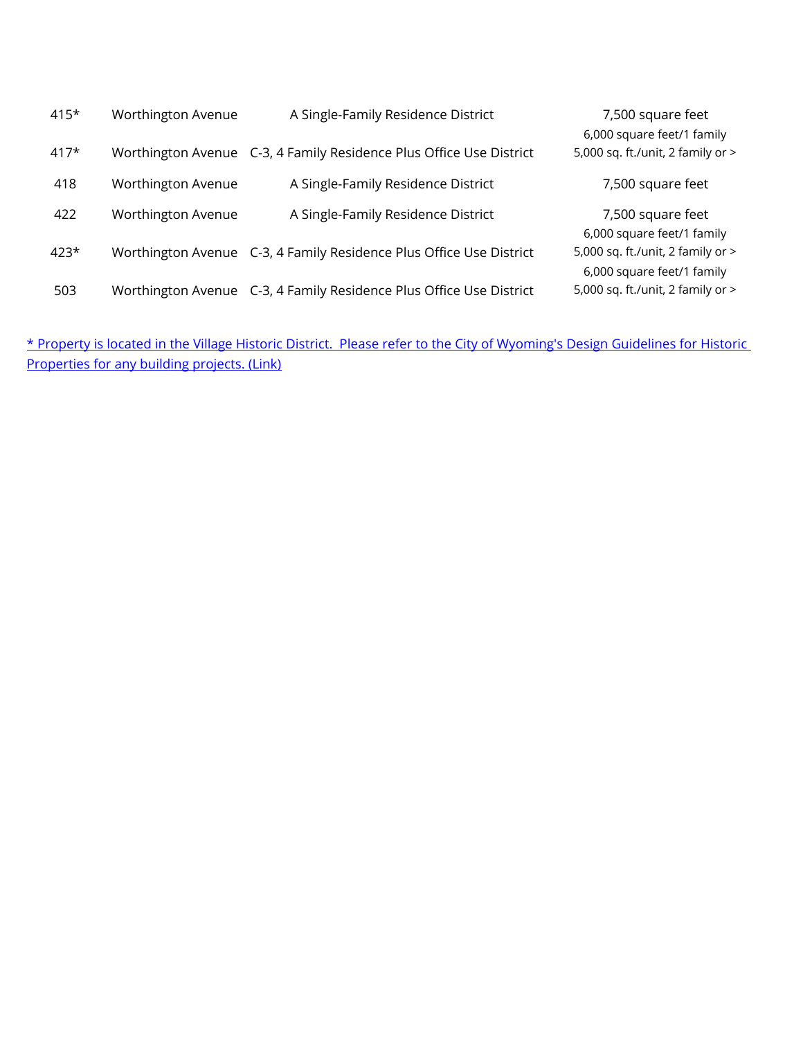| | | | |
|---|---|---|---|
| 415* | Worthington Avenue | A Single-Family Residence District | 7,500 square feet |
| 417* | Worthington Avenue | C-3, 4 Family Residence Plus Office Use District | 6,000 square feet/1 family 5,000 sq. ft./unit, 2 family or > |
| 418 | Worthington Avenue | A Single-Family Residence District | 7,500 square feet |
| 422 | Worthington Avenue | A Single-Family Residence District | 7,500 square feet |
| 423* | Worthington Avenue | C-3, 4 Family Residence Plus Office Use District | 6,000 square feet/1 family 5,000 sq. ft./unit, 2 family or > |
| 503 | Worthington Avenue | C-3, 4 Family Residence Plus Office Use District | 6,000 square feet/1 family 5,000 sq. ft./unit, 2 family or > |

* Property is located in the Village Historic District. Please refer to the City of Wyoming's Design Guidelines for Historic Properties for any building projects. (Link)